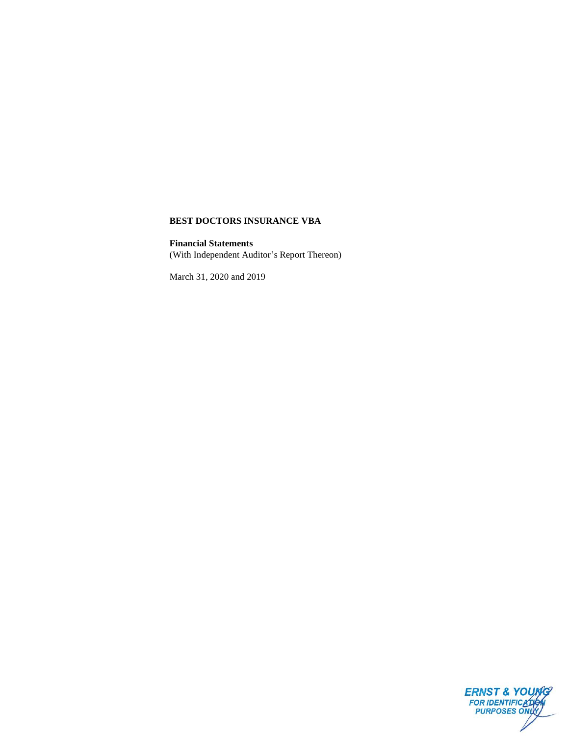**BEST DOCTORS INSURANCE VBA**

**Financial Statements**
(With Independent Auditor's Report Thereon)

March 31, 2020 and 2019

ERNST & YOUNG
FOR IDENTIFICATION
PURPOSES ONLY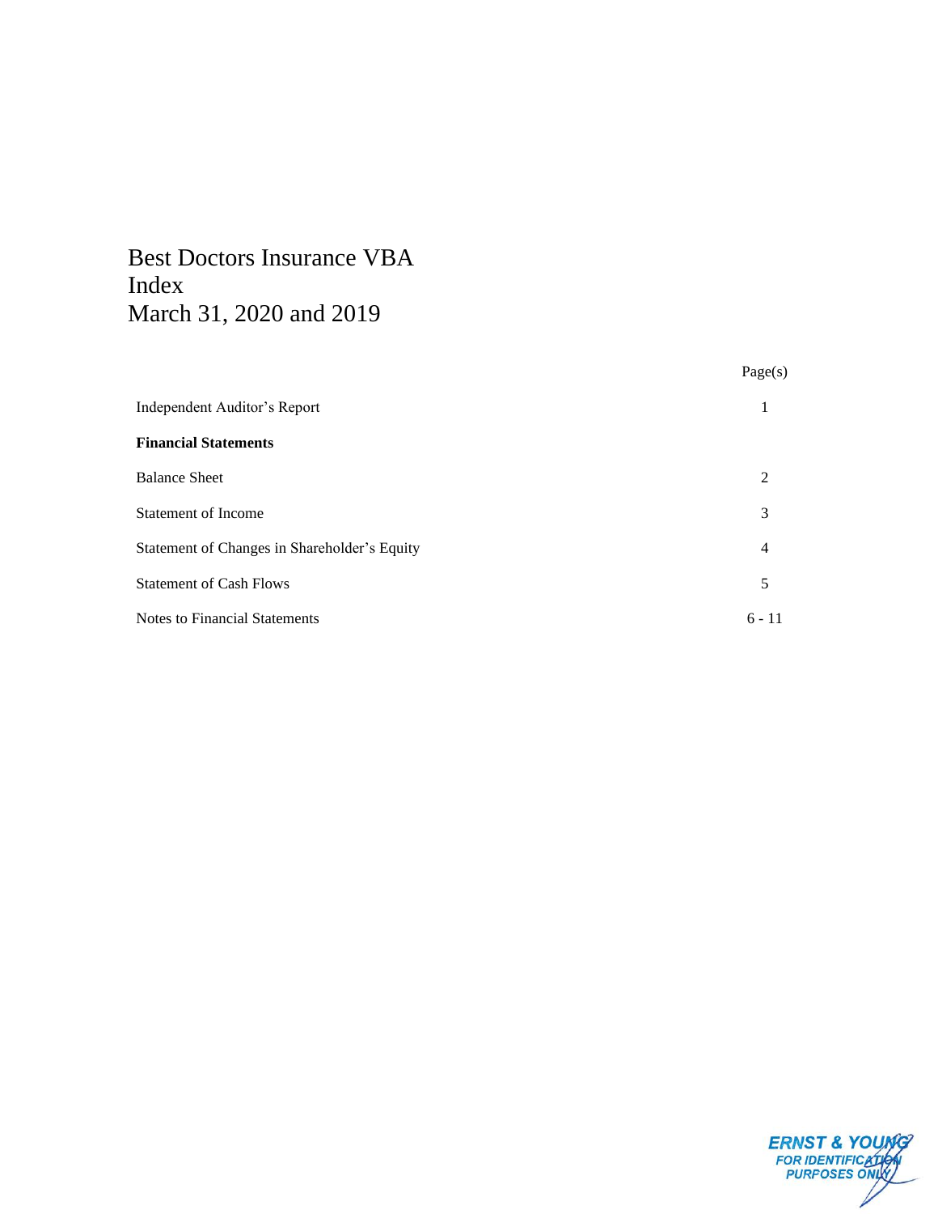# Best Doctors Insurance VBA
# Index
# March 31, 2020 and 2019

| | Page(s) |
|---|---|
| Independent Auditor's Report | 1 |
| **Financial Statements** | |
| Balance Sheet | 2 |
| Statement of Income | 3 |
| Statement of Changes in Shareholder's Equity | 4 |
| Statement of Cash Flows | 5 |
| Notes to Financial Statements | 6 - 11 |

ERNST & YOUNG
FOR IDENTIFICATION
PURPOSES ONLY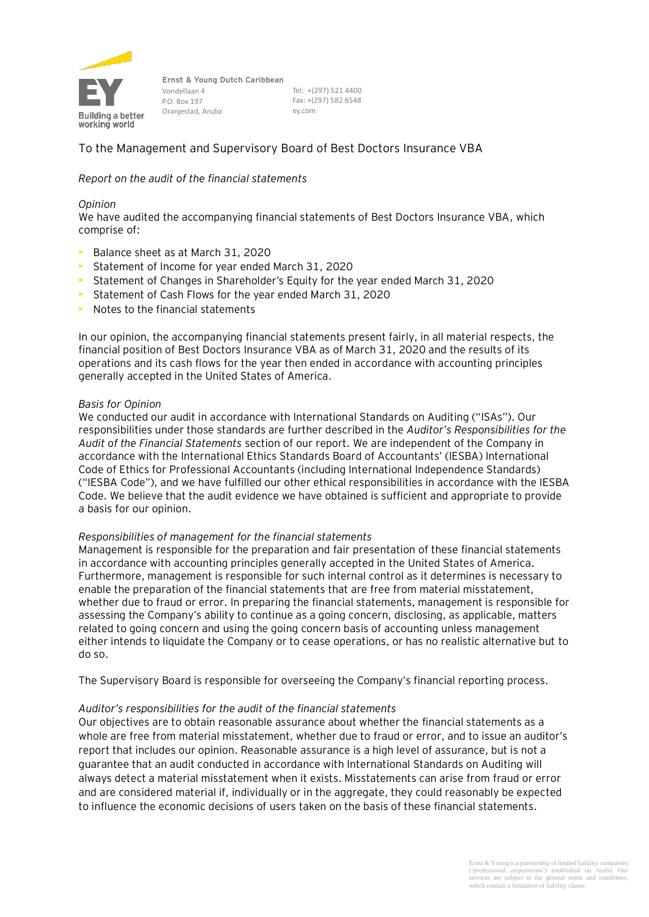**Ernst & Young Dutch Caribbean**
Vondellaan 4
P.O. Box 197
Oranjestad, Aruba

Tel: +(297) 521 4400
Fax: +(297) 582 6548
ey.com

To the Management and Supervisory Board of Best Doctors Insurance VBA

*Report on the audit of the financial statements*

*Opinion*
We have audited the accompanying financial statements of Best Doctors Insurance VBA, which comprise of:

- Balance sheet as at March 31, 2020
- Statement of Income for year ended March 31, 2020
- Statement of Changes in Shareholder's Equity for the year ended March 31, 2020
- Statement of Cash Flows for the year ended March 31, 2020
- Notes to the financial statements

In our opinion, the accompanying financial statements present fairly, in all material respects, the financial position of Best Doctors Insurance VBA as of March 31, 2020 and the results of its operations and its cash flows for the year then ended in accordance with accounting principles generally accepted in the United States of America.

*Basis for Opinion*
We conducted our audit in accordance with International Standards on Auditing ("ISAs"). Our responsibilities under those standards are further described in the *Auditor's Responsibilities for the Audit of the Financial Statements* section of our report. We are independent of the Company in accordance with the International Ethics Standards Board of Accountants' (IESBA) International Code of Ethics for Professional Accountants (including International Independence Standards) ("IESBA Code"), and we have fulfilled our other ethical responsibilities in accordance with the IESBA Code. We believe that the audit evidence we have obtained is sufficient and appropriate to provide a basis for our opinion.

*Responsibilities of management for the financial statements*
Management is responsible for the preparation and fair presentation of these financial statements in accordance with accounting principles generally accepted in the United States of America. Furthermore, management is responsible for such internal control as it determines is necessary to enable the preparation of the financial statements that are free from material misstatement, whether due to fraud or error. In preparing the financial statements, management is responsible for assessing the Company's ability to continue as a going concern, disclosing, as applicable, matters related to going concern and using the going concern basis of accounting unless management either intends to liquidate the Company or to cease operations, or has no realistic alternative but to do so.

The Supervisory Board is responsible for overseeing the Company's financial reporting process.

*Auditor's responsibilities for the audit of the financial statements*
Our objectives are to obtain reasonable assurance about whether the financial statements as a whole are free from material misstatement, whether due to fraud or error, and to issue an auditor's report that includes our opinion. Reasonable assurance is a high level of assurance, but is not a guarantee that an audit conducted in accordance with International Standards on Auditing will always detect a material misstatement when it exists. Misstatements can arise from fraud or error and are considered material if, individually or in the aggregate, they could reasonably be expected to influence the economic decisions of users taken on the basis of these financial statements.

Ernst & Young is a partnership of limited liability companies ('professional corporations') established on Aruba. Our services are subject to the general terms and conditions, which contain a limitation of liability clause.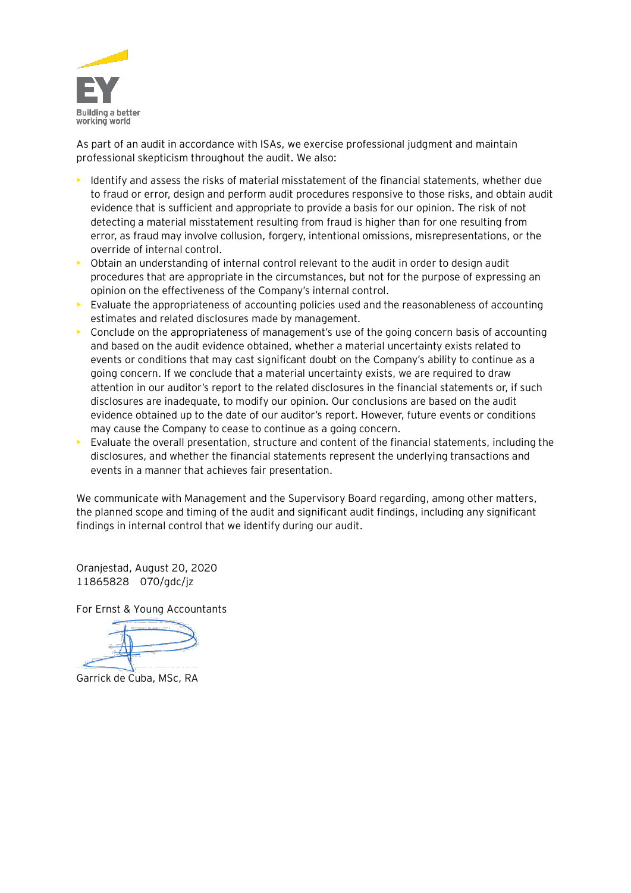As part of an audit in accordance with ISAs, we exercise professional judgment and maintain professional skepticism throughout the audit. We also:

- Identify and assess the risks of material misstatement of the financial statements, whether due to fraud or error, design and perform audit procedures responsive to those risks, and obtain audit evidence that is sufficient and appropriate to provide a basis for our opinion. The risk of not detecting a material misstatement resulting from fraud is higher than for one resulting from error, as fraud may involve collusion, forgery, intentional omissions, misrepresentations, or the override of internal control.
- Obtain an understanding of internal control relevant to the audit in order to design audit procedures that are appropriate in the circumstances, but not for the purpose of expressing an opinion on the effectiveness of the Company's internal control.
- Evaluate the appropriateness of accounting policies used and the reasonableness of accounting estimates and related disclosures made by management.
- Conclude on the appropriateness of management's use of the going concern basis of accounting and based on the audit evidence obtained, whether a material uncertainty exists related to events or conditions that may cast significant doubt on the Company's ability to continue as a going concern. If we conclude that a material uncertainty exists, we are required to draw attention in our auditor's report to the related disclosures in the financial statements or, if such disclosures are inadequate, to modify our opinion. Our conclusions are based on the audit evidence obtained up to the date of our auditor's report. However, future events or conditions may cause the Company to cease to continue as a going concern.
- Evaluate the overall presentation, structure and content of the financial statements, including the disclosures, and whether the financial statements represent the underlying transactions and events in a manner that achieves fair presentation.

We communicate with Management and the Supervisory Board regarding, among other matters, the planned scope and timing of the audit and significant audit findings, including any significant findings in internal control that we identify during our audit.

Oranjestad, August 20, 2020
11865828 070/gdc/jz

For Ernst & Young Accountants

Garrick de Cuba, MSc, RA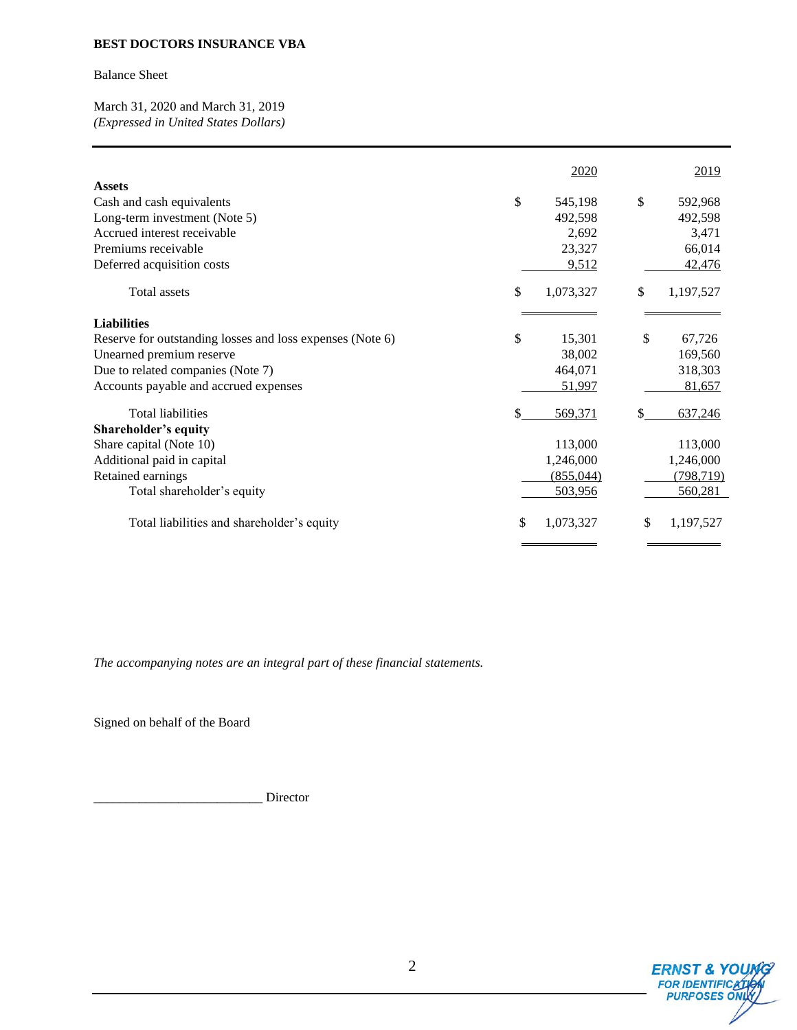**BEST DOCTORS INSURANCE VBA**

Balance Sheet

March 31, 2020 and March 31, 2019
*(Expressed in United States Dollars)*

| | 2020 | 2019 |
|---|---|---|
| **Assets** | | |
| Cash and cash equivalents | $ 545,198 | $ 592,968 |
| Long-term investment (Note 5) | 492,598 | 492,598 |
| Accrued interest receivable | 2,692 | 3,471 |
| Premiums receivable | 23,327 | 66,014 |
| Deferred acquisition costs | 9,512 | 42,476 |
| Total assets | $ 1,073,327 | $ 1,197,527 |
| **Liabilities** | | |
| Reserve for outstanding losses and loss expenses (Note 6) | $ 15,301 | $ 67,726 |
| Unearned premium reserve | 38,002 | 169,560 |
| Due to related companies (Note 7) | 464,071 | 318,303 |
| Accounts payable and accrued expenses | 51,997 | 81,657 |
| Total liabilities | $ 569,371 | $ 637,246 |
| **Shareholder's equity** | | |
| Share capital (Note 10) | 113,000 | 113,000 |
| Additional paid in capital | 1,246,000 | 1,246,000 |
| Retained earnings | (855,044) | (798,719) |
| Total shareholder's equity | 503,956 | 560,281 |
| Total liabilities and shareholder's equity | $ 1,073,327 | $ 1,197,527 |

*The accompanying notes are an integral part of these financial statements.*

Signed on behalf of the Board

_________________________ Director

ERNST & YOUNG
FOR IDENTIFICATION PURPOSES ONLY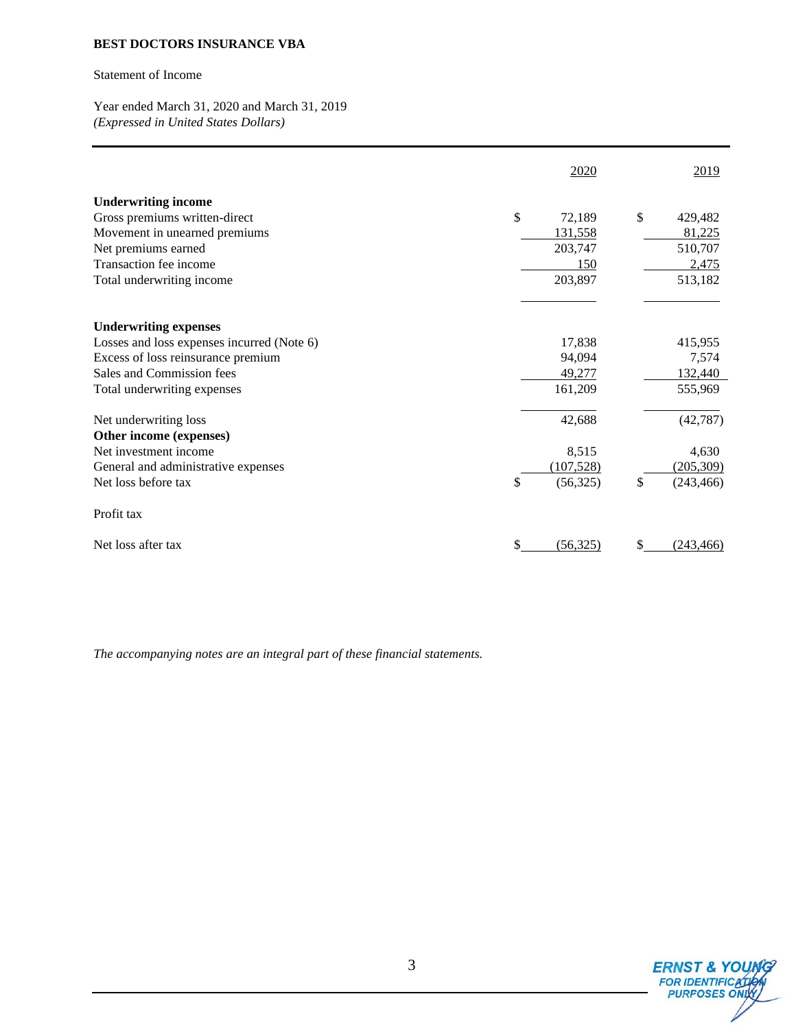**BEST DOCTORS INSURANCE VBA**

Statement of Income

Year ended March 31, 2020 and March 31, 2019
*(Expressed in United States Dollars)*

| | 2020 | 2019 |
|---|---|---|
| **Underwriting income** | | |
| Gross premiums written-direct | $ 72,189 | $ 429,482 |
| Movement in unearned premiums | 131,558 | 81,225 |
| Net premiums earned | 203,747 | 510,707 |
| Transaction fee income | 150 | 2,475 |
| Total underwriting income | 203,897 | 513,182 |
| **Underwriting expenses** | | |
| Losses and loss expenses incurred (Note 6) | 17,838 | 415,955 |
| Excess of loss reinsurance premium | 94,094 | 7,574 |
| Sales and Commission fees | 49,277 | 132,440 |
| Total underwriting expenses | 161,209 | 555,969 |
| Net underwriting loss | 42,688 | (42,787) |
| **Other income (expenses)** | | |
| Net investment income | 8,515 | 4,630 |
| General and administrative expenses | (107,528) | (205,309) |
| Net loss before tax | $ (56,325) | $ (243,466) |
| Profit tax | | |
| Net loss after tax | $ (56,325) | $ (243,466) |

*The accompanying notes are an integral part of these financial statements.*

ERNST & YOUNG
FOR IDENTIFICATION PURPOSES ONLY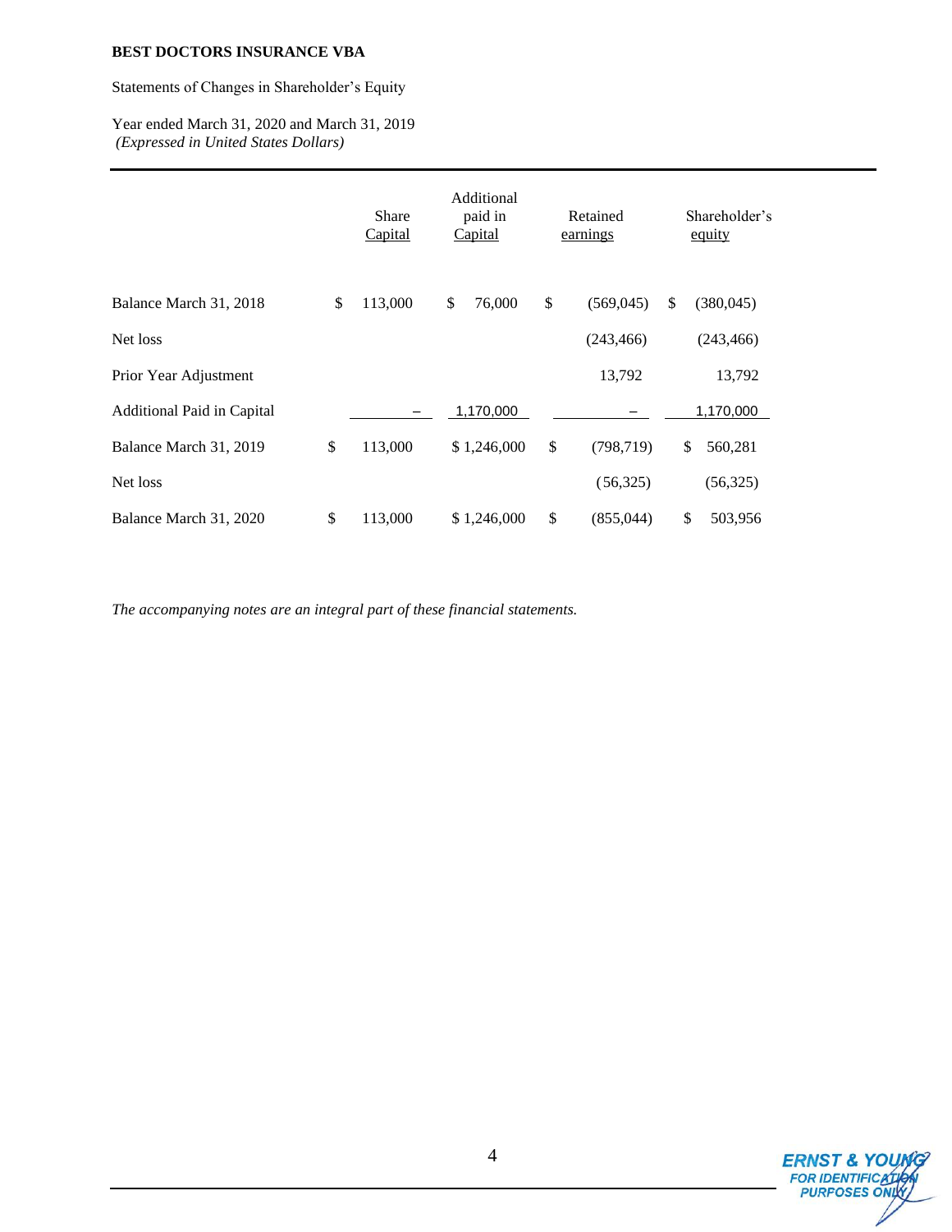**BEST DOCTORS INSURANCE VBA**

Statements of Changes in Shareholder's Equity

Year ended March 31, 2020 and March 31, 2019
*(Expressed in United States Dollars)*

| | Share Capital | Additional paid in Capital | Retained earnings | Shareholder's equity |
|---|---|---|---|---|
| Balance March 31, 2018 | $ 113,000 | $ 76,000 | $ (569,045) | $ (380,045) |
| Net loss | | | (243,466) | (243,466) |
| Prior Year Adjustment | | | 13,792 | 13,792 |
| Additional Paid in Capital | – | 1,170,000 | – | 1,170,000 |
| Balance March 31, 2019 | $ 113,000 | $ 1,246,000 | $ (798,719) | $ 560,281 |
| Net loss | | | (56,325) | (56,325) |
| Balance March 31, 2020 | $ 113,000 | $ 1,246,000 | $ (855,044) | $ 503,956 |

*The accompanying notes are an integral part of these financial statements.*

ERNST & YOUNG
FOR IDENTIFICATION PURPOSES ONLY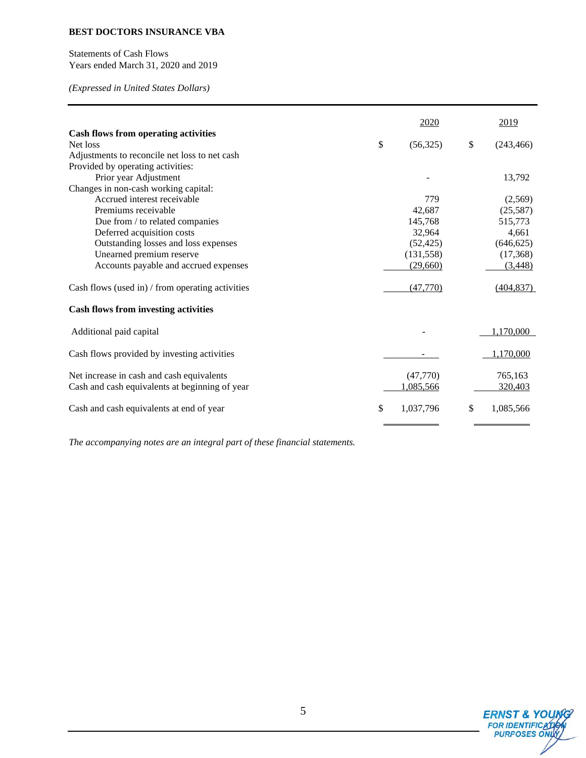**BEST DOCTORS INSURANCE VBA**

Statements of Cash Flows
Years ended March 31, 2020 and 2019

*(Expressed in United States Dollars)*

| | 2020 | 2019 |
|---|---|---|
| **Cash flows from operating activities** | | |
| Net loss | $ (56,325) | $ (243,466) |
| Adjustments to reconcile net loss to net cash Provided by operating activities: | | |
| Prior year Adjustment | - | 13,792 |
| Changes in non-cash working capital: | | |
| Accrued interest receivable | 779 | (2,569) |
| Premiums receivable | 42,687 | (25,587) |
| Due from / to related companies | 145,768 | 515,773 |
| Deferred acquisition costs | 32,964 | 4,661 |
| Outstanding losses and loss expenses | (52,425) | (646,625) |
| Unearned premium reserve | (131,558) | (17,368) |
| Accounts payable and accrued expenses | (29,660) | (3,448) |
| Cash flows (used in) / from operating activities | (47,770) | (404,837) |
| **Cash flows from investing activities** | | |
| Additional paid capital | - | 1,170,000 |
| Cash flows provided by investing activities | - | 1,170,000 |
| Net increase in cash and cash equivalents | (47,770) | 765,163 |
| Cash and cash equivalents at beginning of year | 1,085,566 | 320,403 |
| Cash and cash equivalents at end of year | $ 1,037,796 | $ 1,085,566 |

*The accompanying notes are an integral part of these financial statements.*

ERNST & YOUNG
FOR IDENTIFICATION PURPOSES ONLY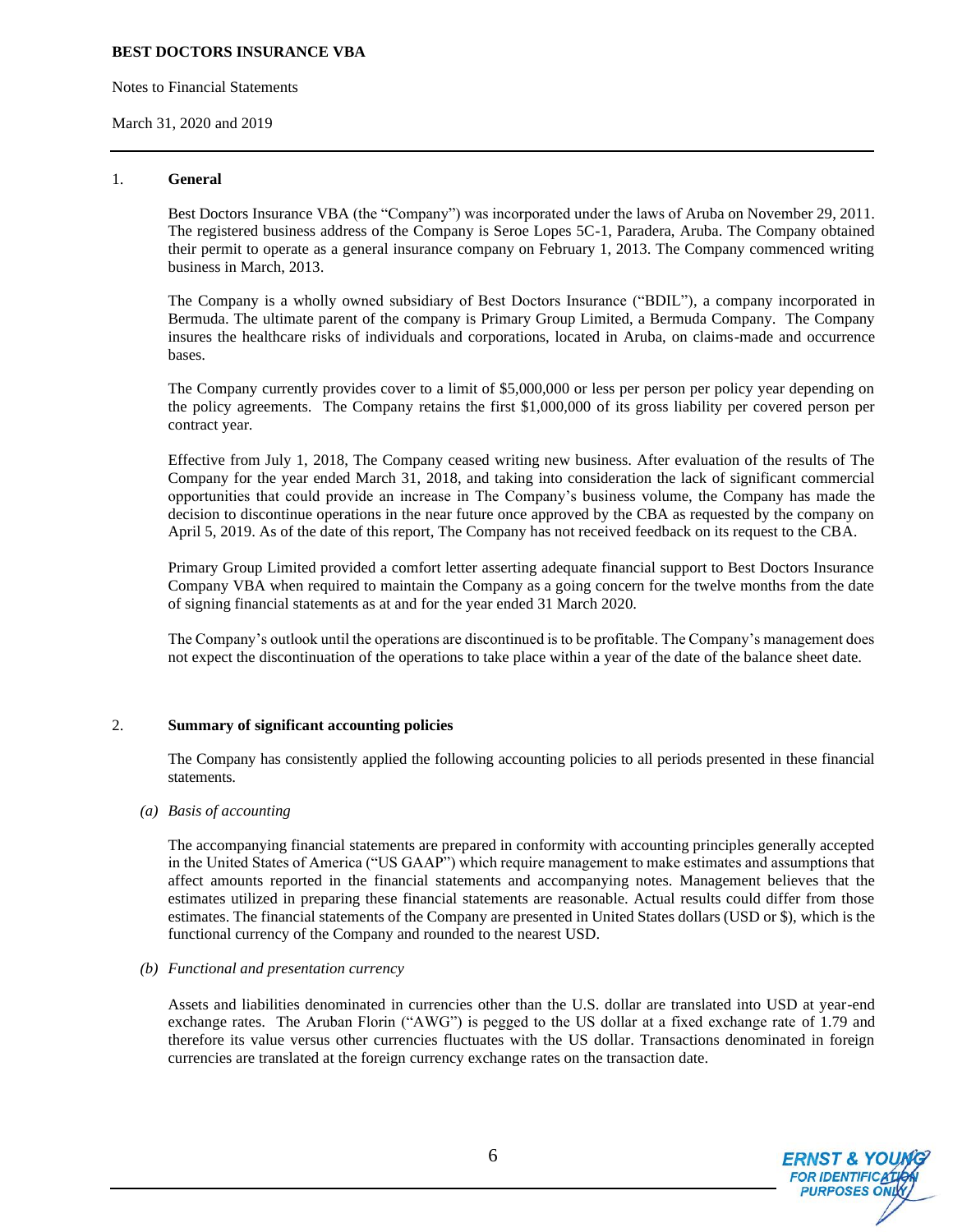# BEST DOCTORS INSURANCE VBA

Notes to Financial Statements

March 31, 2020 and 2019

## 1. General

Best Doctors Insurance VBA (the "Company") was incorporated under the laws of Aruba on November 29, 2011. The registered business address of the Company is Seroe Lopes 5C-1, Paradera, Aruba. The Company obtained their permit to operate as a general insurance company on February 1, 2013. The Company commenced writing business in March, 2013.

The Company is a wholly owned subsidiary of Best Doctors Insurance ("BDIL"), a company incorporated in Bermuda. The ultimate parent of the company is Primary Group Limited, a Bermuda Company. The Company insures the healthcare risks of individuals and corporations, located in Aruba, on claims-made and occurrence bases.

The Company currently provides cover to a limit of $5,000,000 or less per person per policy year depending on the policy agreements. The Company retains the first $1,000,000 of its gross liability per covered person per contract year.

Effective from July 1, 2018, The Company ceased writing new business. After evaluation of the results of The Company for the year ended March 31, 2018, and taking into consideration the lack of significant commercial opportunities that could provide an increase in The Company's business volume, the Company has made the decision to discontinue operations in the near future once approved by the CBA as requested by the company on April 5, 2019. As of the date of this report, The Company has not received feedback on its request to the CBA.

Primary Group Limited provided a comfort letter asserting adequate financial support to Best Doctors Insurance Company VBA when required to maintain the Company as a going concern for the twelve months from the date of signing financial statements as at and for the year ended 31 March 2020.

The Company's outlook until the operations are discontinued is to be profitable. The Company's management does not expect the discontinuation of the operations to take place within a year of the date of the balance sheet date.

## 2. Summary of significant accounting policies

The Company has consistently applied the following accounting policies to all periods presented in these financial statements.

### *(a) Basis of accounting*

The accompanying financial statements are prepared in conformity with accounting principles generally accepted in the United States of America ("US GAAP") which require management to make estimates and assumptions that affect amounts reported in the financial statements and accompanying notes. Management believes that the estimates utilized in preparing these financial statements are reasonable. Actual results could differ from those estimates. The financial statements of the Company are presented in United States dollars (USD or $), which is the functional currency of the Company and rounded to the nearest USD.

### *(b) Functional and presentation currency*

Assets and liabilities denominated in currencies other than the U.S. dollar are translated into USD at year-end exchange rates. The Aruban Florin ("AWG") is pegged to the US dollar at a fixed exchange rate of 1.79 and therefore its value versus other currencies fluctuates with the US dollar. Transactions denominated in foreign currencies are translated at the foreign currency exchange rates on the transaction date.

ERNST & YOUNG FOR IDENTIFICATION PURPOSES ONLY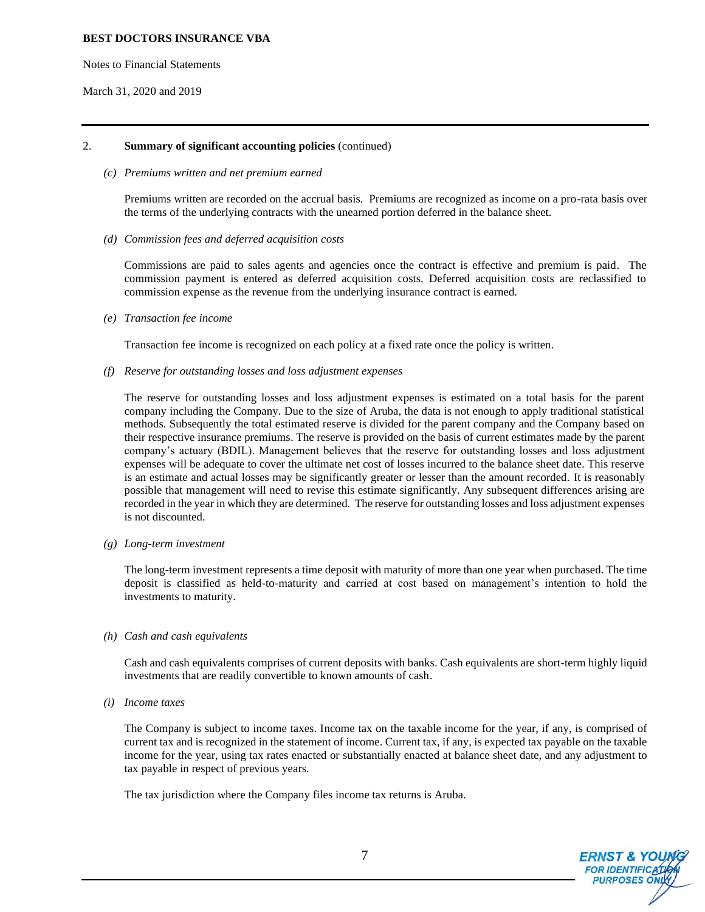## 2. Summary of significant accounting policies (continued)

*(c) Premiums written and net premium earned*

Premiums written are recorded on the accrual basis. Premiums are recognized as income on a pro-rata basis over the terms of the underlying contracts with the unearned portion deferred in the balance sheet.

*(d) Commission fees and deferred acquisition costs*

Commissions are paid to sales agents and agencies once the contract is effective and premium is paid. The commission payment is entered as deferred acquisition costs. Deferred acquisition costs are reclassified to commission expense as the revenue from the underlying insurance contract is earned.

*(e) Transaction fee income*

Transaction fee income is recognized on each policy at a fixed rate once the policy is written.

*(f) Reserve for outstanding losses and loss adjustment expenses*

The reserve for outstanding losses and loss adjustment expenses is estimated on a total basis for the parent company including the Company. Due to the size of Aruba, the data is not enough to apply traditional statistical methods. Subsequently the total estimated reserve is divided for the parent company and the Company based on their respective insurance premiums. The reserve is provided on the basis of current estimates made by the parent company's actuary (BDIL). Management believes that the reserve for outstanding losses and loss adjustment expenses will be adequate to cover the ultimate net cost of losses incurred to the balance sheet date. This reserve is an estimate and actual losses may be significantly greater or lesser than the amount recorded. It is reasonably possible that management will need to revise this estimate significantly. Any subsequent differences arising are recorded in the year in which they are determined. The reserve for outstanding losses and loss adjustment expenses is not discounted.

*(g) Long-term investment*

The long-term investment represents a time deposit with maturity of more than one year when purchased. The time deposit is classified as held-to-maturity and carried at cost based on management's intention to hold the investments to maturity.

*(h) Cash and cash equivalents*

Cash and cash equivalents comprises of current deposits with banks. Cash equivalents are short-term highly liquid investments that are readily convertible to known amounts of cash.

*(i) Income taxes*

The Company is subject to income taxes. Income tax on the taxable income for the year, if any, is comprised of current tax and is recognized in the statement of income. Current tax, if any, is expected tax payable on the taxable income for the year, using tax rates enacted or substantially enacted at balance sheet date, and any adjustment to tax payable in respect of previous years.

The tax jurisdiction where the Company files income tax returns is Aruba.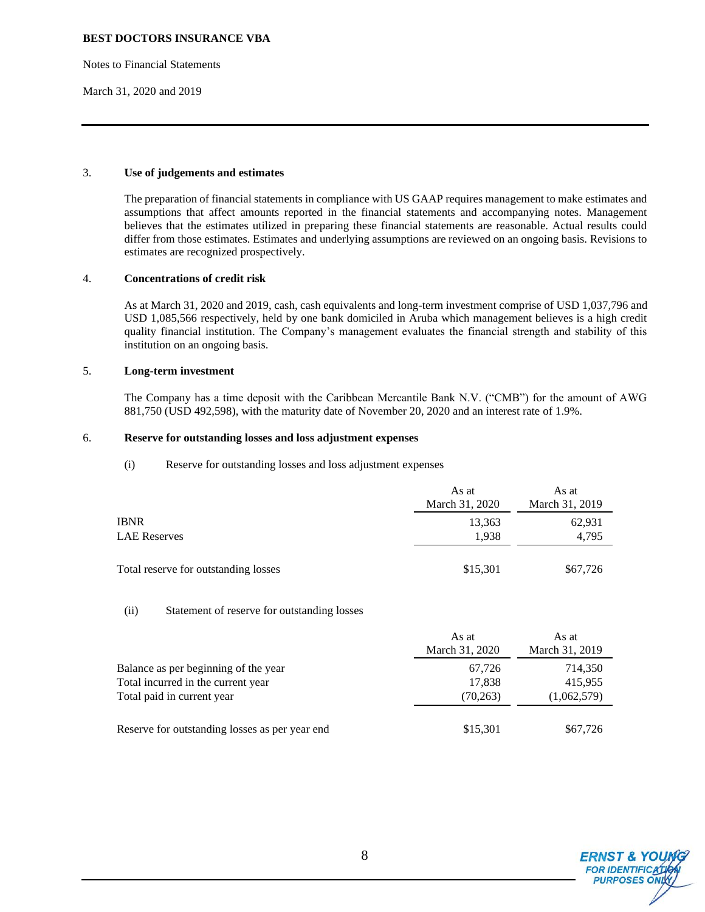**BEST DOCTORS INSURANCE VBA**

Notes to Financial Statements

March 31, 2020 and 2019

## 3. Use of judgements and estimates

The preparation of financial statements in compliance with US GAAP requires management to make estimates and assumptions that affect amounts reported in the financial statements and accompanying notes. Management believes that the estimates utilized in preparing these financial statements are reasonable. Actual results could differ from those estimates. Estimates and underlying assumptions are reviewed on an ongoing basis. Revisions to estimates are recognized prospectively.

## 4. Concentrations of credit risk

As at March 31, 2020 and 2019, cash, cash equivalents and long-term investment comprise of USD 1,037,796 and USD 1,085,566 respectively, held by one bank domiciled in Aruba which management believes is a high credit quality financial institution. The Company's management evaluates the financial strength and stability of this institution on an ongoing basis.

## 5. Long-term investment

The Company has a time deposit with the Caribbean Mercantile Bank N.V. ("CMB") for the amount of AWG 881,750 (USD 492,598), with the maturity date of November 20, 2020 and an interest rate of 1.9%.

## 6. Reserve for outstanding losses and loss adjustment expenses

(i) Reserve for outstanding losses and loss adjustment expenses

| | As at March 31, 2020 | As at March 31, 2019 |
|---|---|---|
| IBNR | 13,363 | 62,931 |
| LAE Reserves | 1,938 | 4,795 |
| Total reserve for outstanding losses | $15,301 | $67,726 |

(ii) Statement of reserve for outstanding losses

| | As at March 31, 2020 | As at March 31, 2019 |
|---|---|---|
| Balance as per beginning of the year | 67,726 | 714,350 |
| Total incurred in the current year | 17,838 | 415,955 |
| Total paid in current year | (70,263) | (1,062,579) |
| Reserve for outstanding losses as per year end | $15,301 | $67,726 |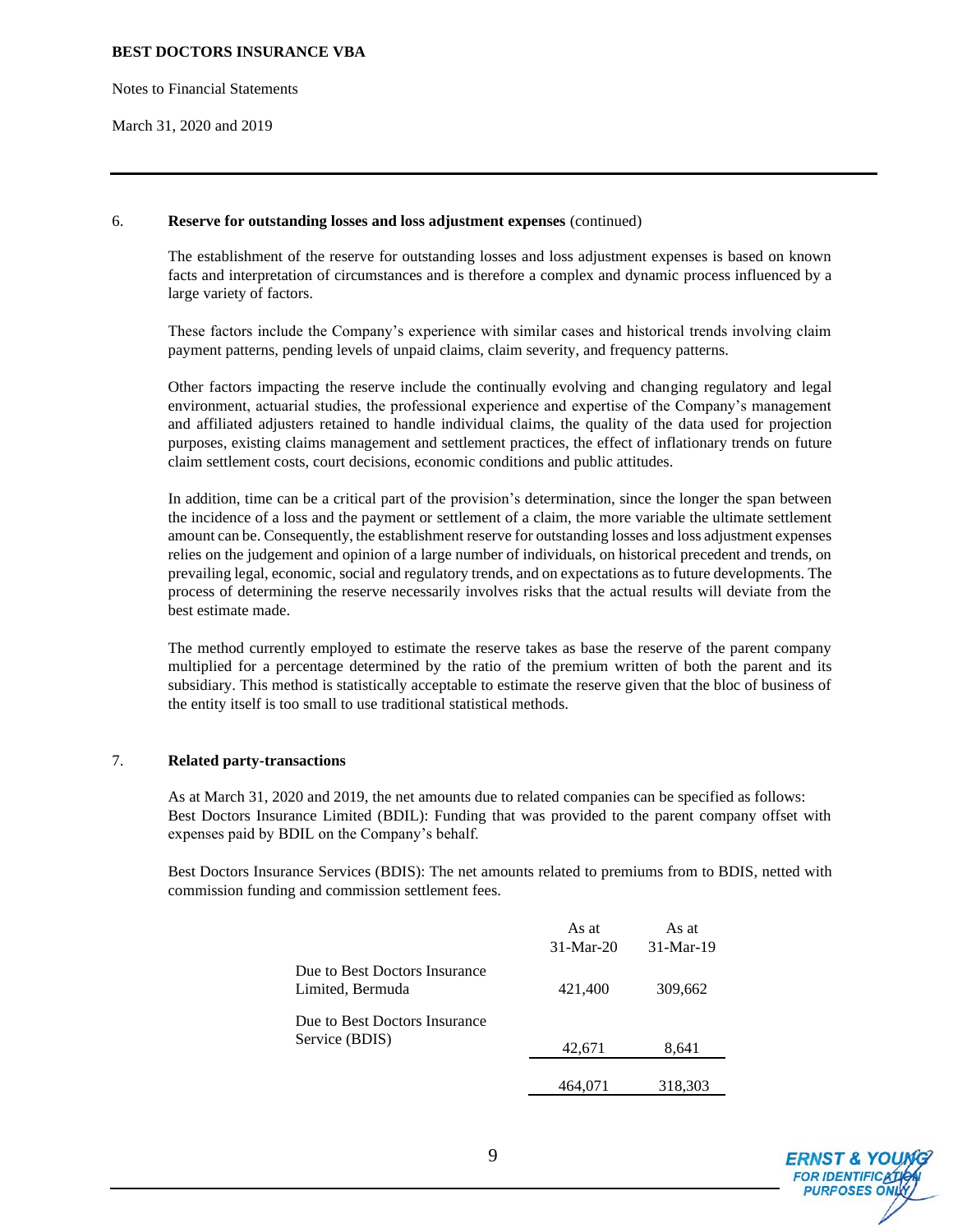## 6. Reserve for outstanding losses and loss adjustment expenses (continued)

The establishment of the reserve for outstanding losses and loss adjustment expenses is based on known facts and interpretation of circumstances and is therefore a complex and dynamic process influenced by a large variety of factors.

These factors include the Company's experience with similar cases and historical trends involving claim payment patterns, pending levels of unpaid claims, claim severity, and frequency patterns.

Other factors impacting the reserve include the continually evolving and changing regulatory and legal environment, actuarial studies, the professional experience and expertise of the Company's management and affiliated adjusters retained to handle individual claims, the quality of the data used for projection purposes, existing claims management and settlement practices, the effect of inflationary trends on future claim settlement costs, court decisions, economic conditions and public attitudes.

In addition, time can be a critical part of the provision's determination, since the longer the span between the incidence of a loss and the payment or settlement of a claim, the more variable the ultimate settlement amount can be. Consequently, the establishment reserve for outstanding losses and loss adjustment expenses relies on the judgement and opinion of a large number of individuals, on historical precedent and trends, on prevailing legal, economic, social and regulatory trends, and on expectations as to future developments. The process of determining the reserve necessarily involves risks that the actual results will deviate from the best estimate made.

The method currently employed to estimate the reserve takes as base the reserve of the parent company multiplied for a percentage determined by the ratio of the premium written of both the parent and its subsidiary. This method is statistically acceptable to estimate the reserve given that the bloc of business of the entity itself is too small to use traditional statistical methods.

## 7. Related party-transactions

As at March 31, 2020 and 2019, the net amounts due to related companies can be specified as follows: Best Doctors Insurance Limited (BDIL): Funding that was provided to the parent company offset with expenses paid by BDIL on the Company's behalf.

Best Doctors Insurance Services (BDIS): The net amounts related to premiums from to BDIS, netted with commission funding and commission settlement fees.

| | As at 31-Mar-20 | As at 31-Mar-19 |
|---|---|---|
| Due to Best Doctors Insurance Limited, Bermuda | 421,400 | 309,662 |
| Due to Best Doctors Insurance Service (BDIS) | 42,671 | 8,641 |
| | 464,071 | 318,303 |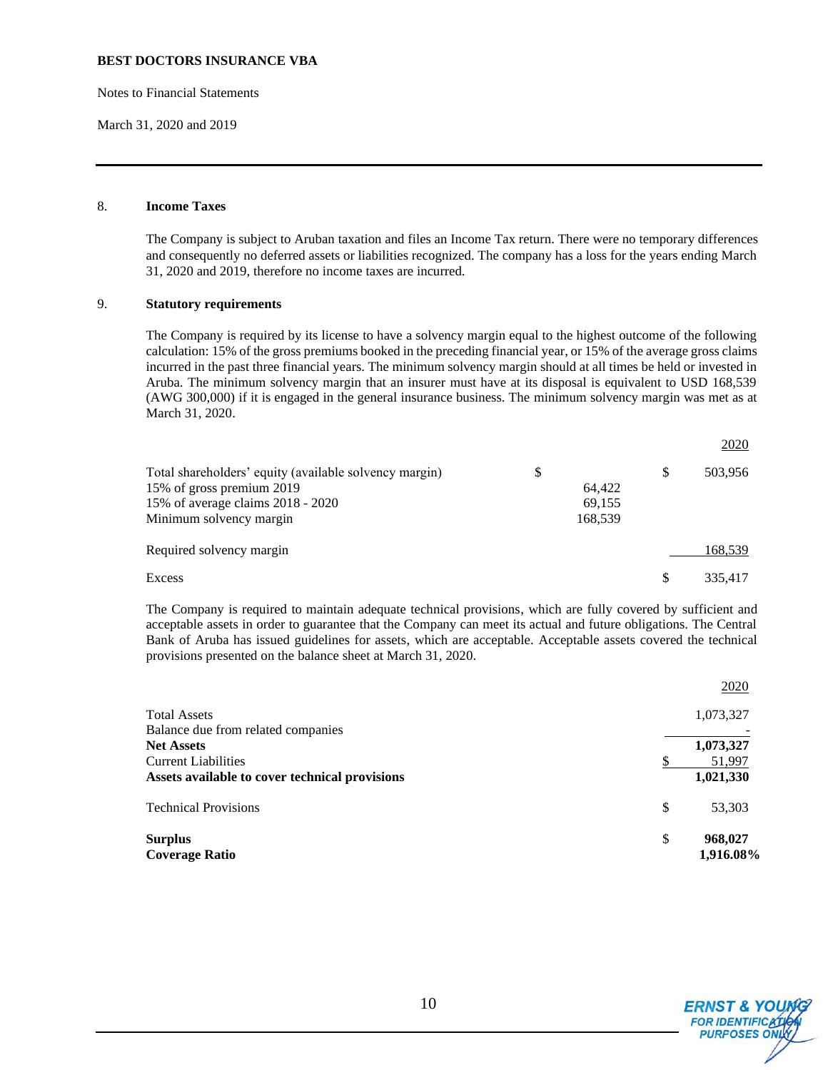**BEST DOCTORS INSURANCE VBA**

Notes to Financial Statements

March 31, 2020 and 2019

## 8. Income Taxes

The Company is subject to Aruban taxation and files an Income Tax return. There were no temporary differences and consequently no deferred assets or liabilities recognized. The company has a loss for the years ending March 31, 2020 and 2019, therefore no income taxes are incurred.

## 9. Statutory requirements

The Company is required by its license to have a solvency margin equal to the highest outcome of the following calculation: 15% of the gross premiums booked in the preceding financial year, or 15% of the average gross claims incurred in the past three financial years. The minimum solvency margin should at all times be held or invested in Aruba. The minimum solvency margin that an insurer must have at its disposal is equivalent to USD 168,539 (AWG 300,000) if it is engaged in the general insurance business. The minimum solvency margin was met as at March 31, 2020.

| | | 2020 |
|---|---|---|
| Total shareholders' equity (available solvency margin) | $ | $ 503,956 |
| 15% of gross premium 2019 | 64,422 | |
| 15% of average claims 2018 - 2020 | 69,155 | |
| Minimum solvency margin | 168,539 | |
| Required solvency margin | | 168,539 |
| Excess | | $ 335,417 |

The Company is required to maintain adequate technical provisions, which are fully covered by sufficient and acceptable assets in order to guarantee that the Company can meet its actual and future obligations. The Central Bank of Aruba has issued guidelines for assets, which are acceptable. Acceptable assets covered the technical provisions presented on the balance sheet at March 31, 2020.

| | 2020 |
|---|---|
| Total Assets | 1,073,327 |
| Balance due from related companies | - |
| **Net Assets** | **1,073,327** |
| Current Liabilities | $ 51,997 |
| **Assets available to cover technical provisions** | **1,021,330** |
| Technical Provisions | $ 53,303 |
| **Surplus** | **$ 968,027** |
| **Coverage Ratio** | **1,916.08%** |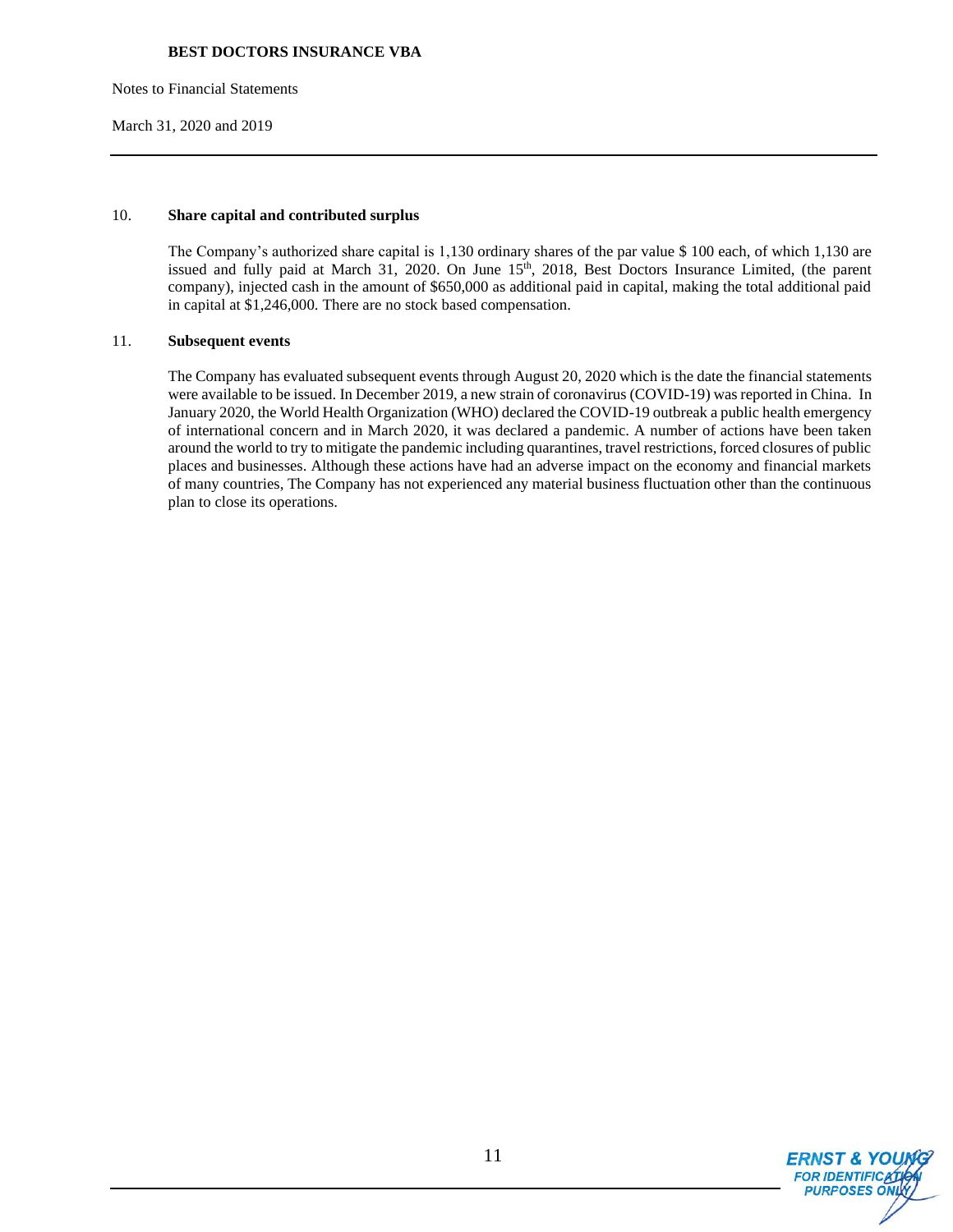**BEST DOCTORS INSURANCE VBA**

Notes to Financial Statements

March 31, 2020 and 2019

## 10. Share capital and contributed surplus

The Company's authorized share capital is 1,130 ordinary shares of the par value $ 100 each, of which 1,130 are issued and fully paid at March 31, 2020. On June 15th, 2018, Best Doctors Insurance Limited, (the parent company), injected cash in the amount of $650,000 as additional paid in capital, making the total additional paid in capital at $1,246,000. There are no stock based compensation.

## 11. Subsequent events

The Company has evaluated subsequent events through August 20, 2020 which is the date the financial statements were available to be issued. In December 2019, a new strain of coronavirus (COVID-19) was reported in China. In January 2020, the World Health Organization (WHO) declared the COVID-19 outbreak a public health emergency of international concern and in March 2020, it was declared a pandemic. A number of actions have been taken around the world to try to mitigate the pandemic including quarantines, travel restrictions, forced closures of public places and businesses. Although these actions have had an adverse impact on the economy and financial markets of many countries, The Company has not experienced any material business fluctuation other than the continuous plan to close its operations.

ERNST & YOUNG
FOR IDENTIFICATION PURPOSES ONLY